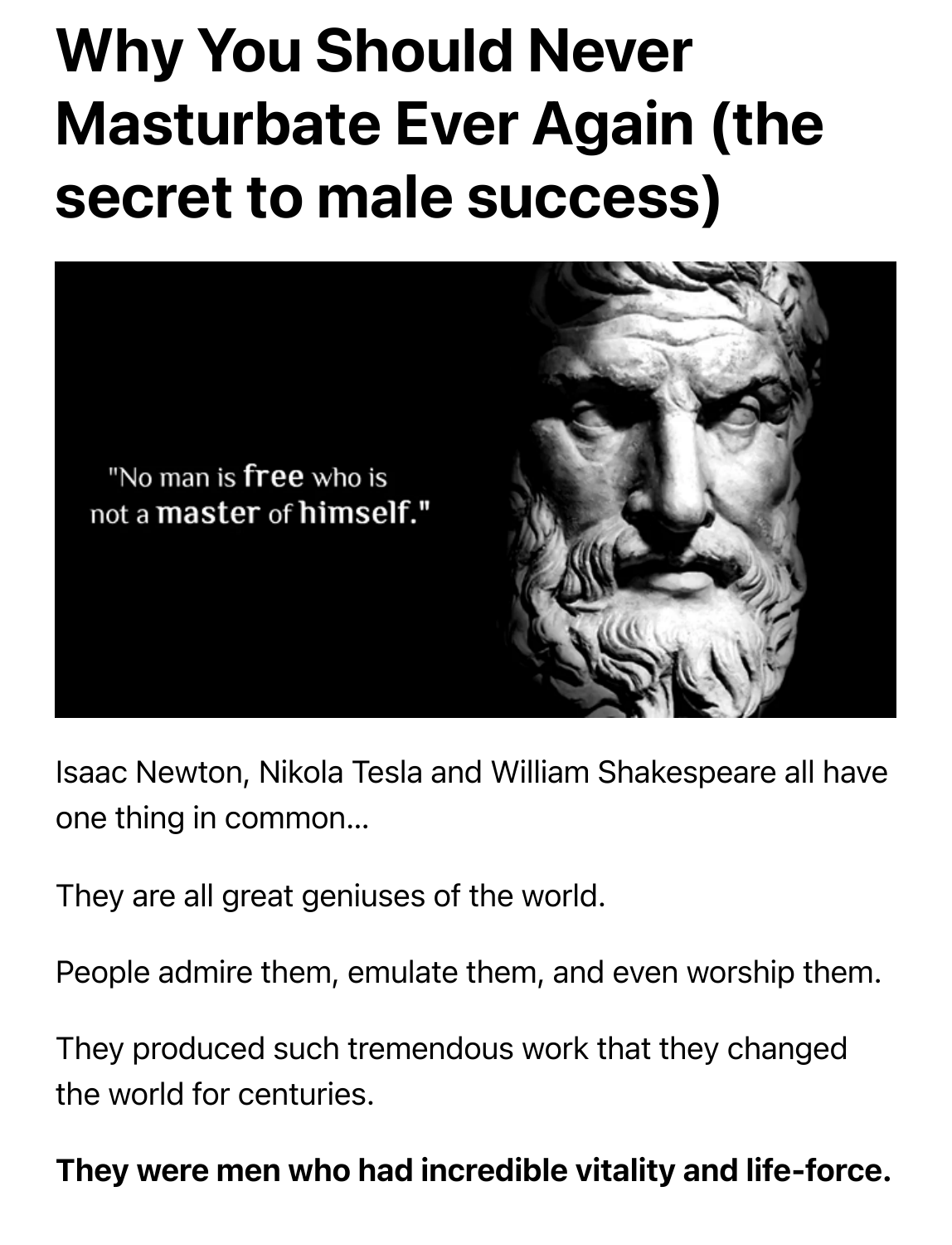# Why You Should Never Masturbate Ever Again (the secret to male success)

"No man is free who is not a master of himself."

Isaac Newton, Nikola Tesla and William Shakespeare all have one thing in common...

They are all great geniuses of the world.

People admire them, emulate them, and even worship them.

They produced such tremendous work that they changed the world for centuries.

**They were men who had incredible vitality and life-force.**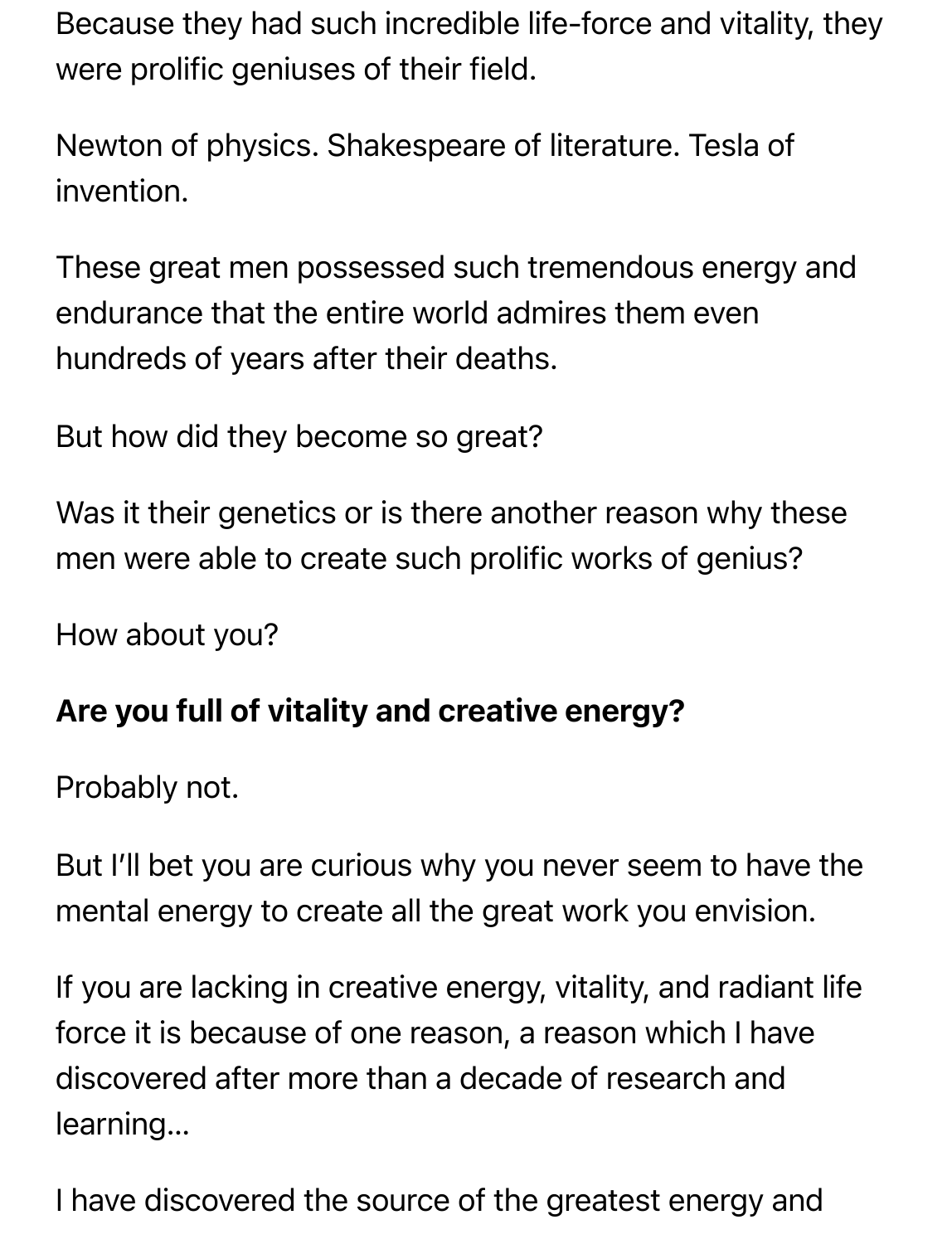Because they had such incredible life-force and vitality, they were prolific geniuses of their field.

Newton of physics. Shakespeare of literature. Tesla of invention.

These great men possessed such tremendous energy and endurance that the entire world admires them even hundreds of years after their deaths.

But how did they become so great?

Was it their genetics or is there another reason why these men were able to create such prolific works of genius?

How about you?

**Are you full of vitality and creative energy?**

Probably not.

But I'll bet you are curious why you never seem to have the mental energy to create all the great work you envision.

If you are lacking in creative energy, vitality, and radiant life force it is because of one reason, a reason which I have discovered after more than a decade of research and learning...

I have discovered the source of the greatest energy and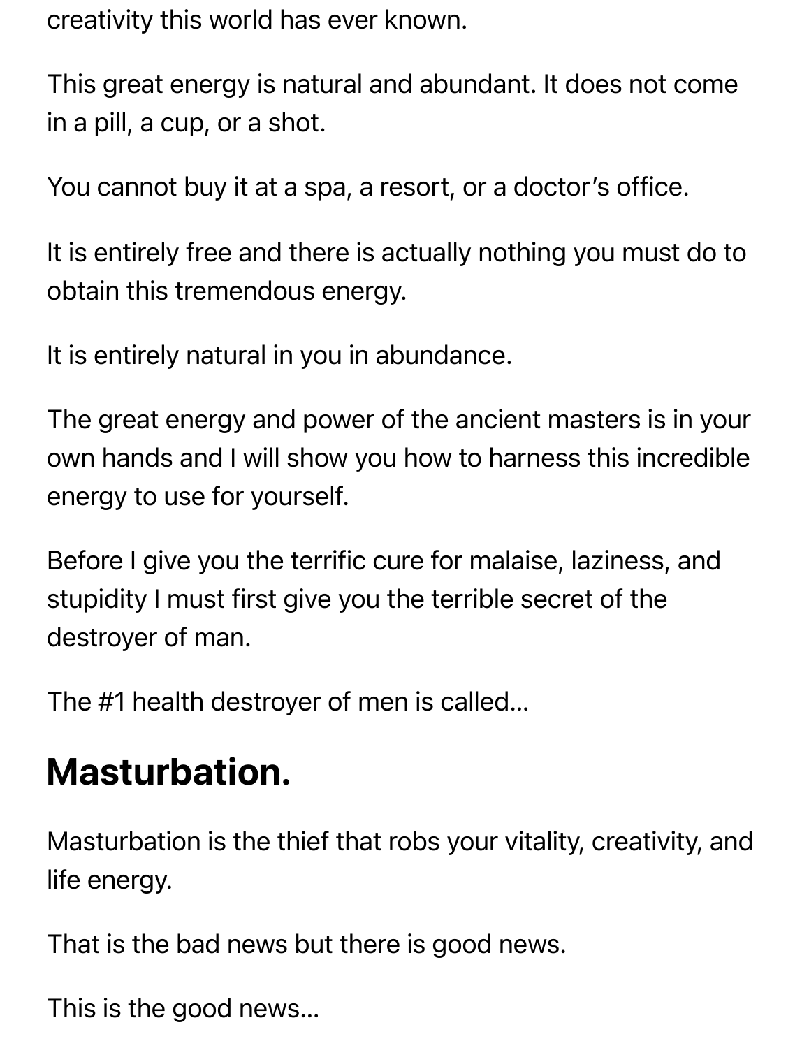creativity this world has ever known.

This great energy is natural and abundant. It does not come in a pill, a cup, or a shot.

You cannot buy it at a spa, a resort, or a doctor's office.

It is entirely free and there is actually nothing you must do to obtain this tremendous energy.

It is entirely natural in you in abundance.

The great energy and power of the ancient masters is in your own hands and I will show you how to harness this incredible energy to use for yourself.

Before I give you the terrific cure for malaise, laziness, and stupidity I must first give you the terrible secret of the destroyer of man.

The #1 health destroyer of men is called...

## Masturbation.

Masturbation is the thief that robs your vitality, creativity, and life energy.

That is the bad news but there is good news.

This is the good news...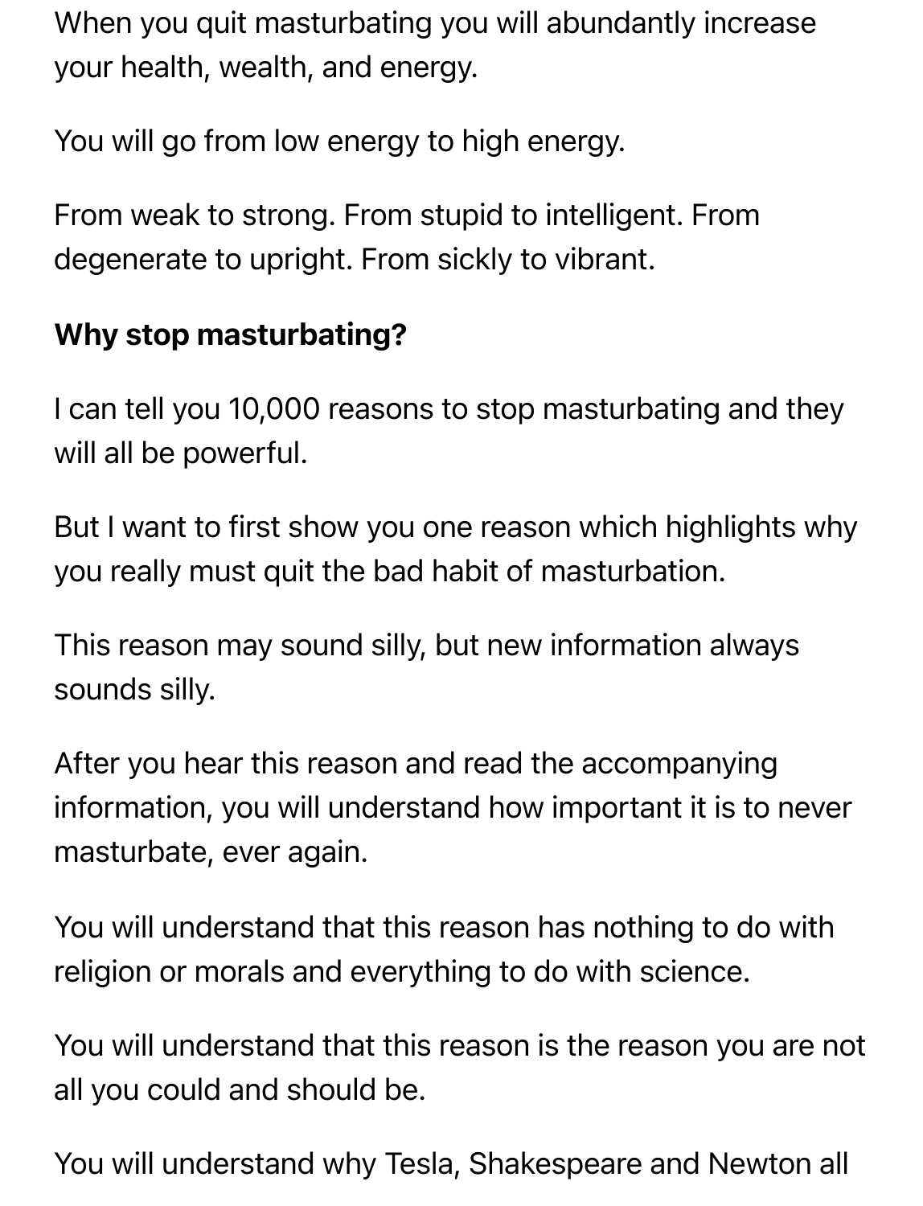When you quit masturbating you will abundantly increase your health, wealth, and energy.

You will go from low energy to high energy.

From weak to strong. From stupid to intelligent. From degenerate to upright. From sickly to vibrant.

**Why stop masturbating?**

I can tell you 10,000 reasons to stop masturbating and they will all be powerful.

But I want to first show you one reason which highlights why you really must quit the bad habit of masturbation.

This reason may sound silly, but new information always sounds silly.

After you hear this reason and read the accompanying information, you will understand how important it is to never masturbate, ever again.

You will understand that this reason has nothing to do with religion or morals and everything to do with science.

You will understand that this reason is the reason you are not all you could and should be.

You will understand why Tesla, Shakespeare and Newton all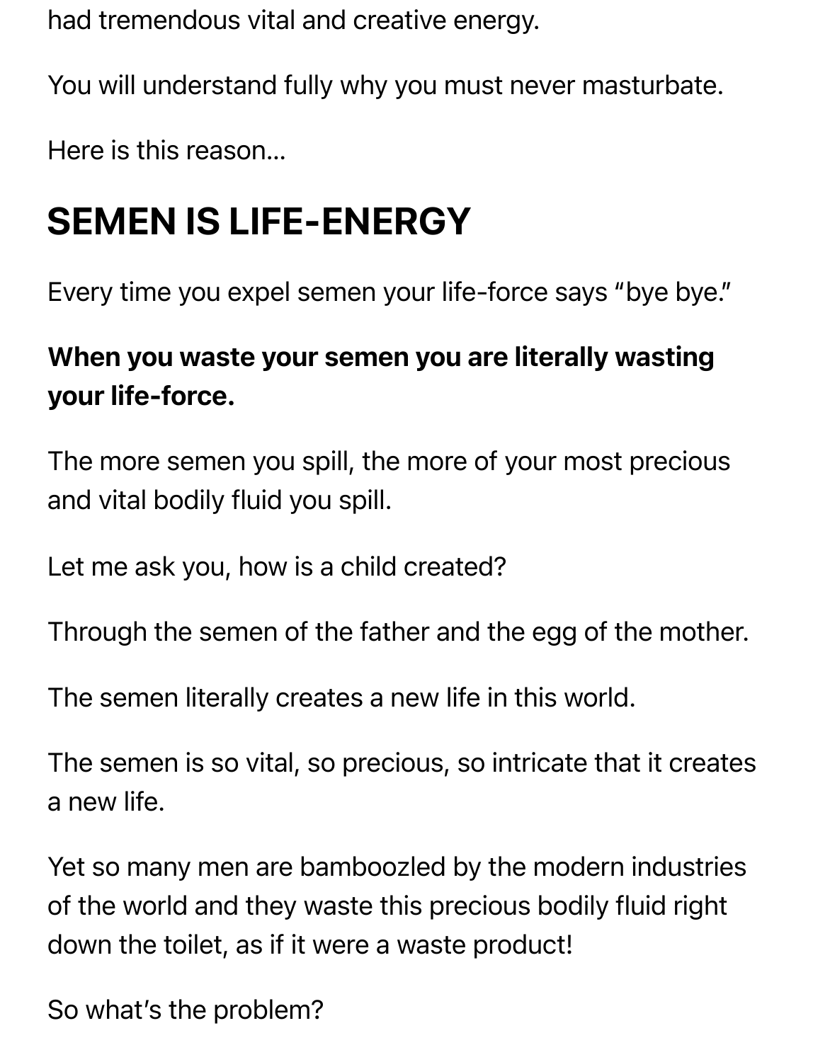had tremendous vital and creative energy.

You will understand fully why you must never masturbate.

Here is this reason...

## SEMEN IS LIFE-ENERGY

Every time you expel semen your life-force says "bye bye."

**When you waste your semen you are literally wasting your life-force.**

The more semen you spill, the more of your most precious and vital bodily fluid you spill.

Let me ask you, how is a child created?

Through the semen of the father and the egg of the mother.

The semen literally creates a new life in this world.

The semen is so vital, so precious, so intricate that it creates a new life.

Yet so many men are bamboozled by the modern industries of the world and they waste this precious bodily fluid right down the toilet, as if it were a waste product!

So what's the problem?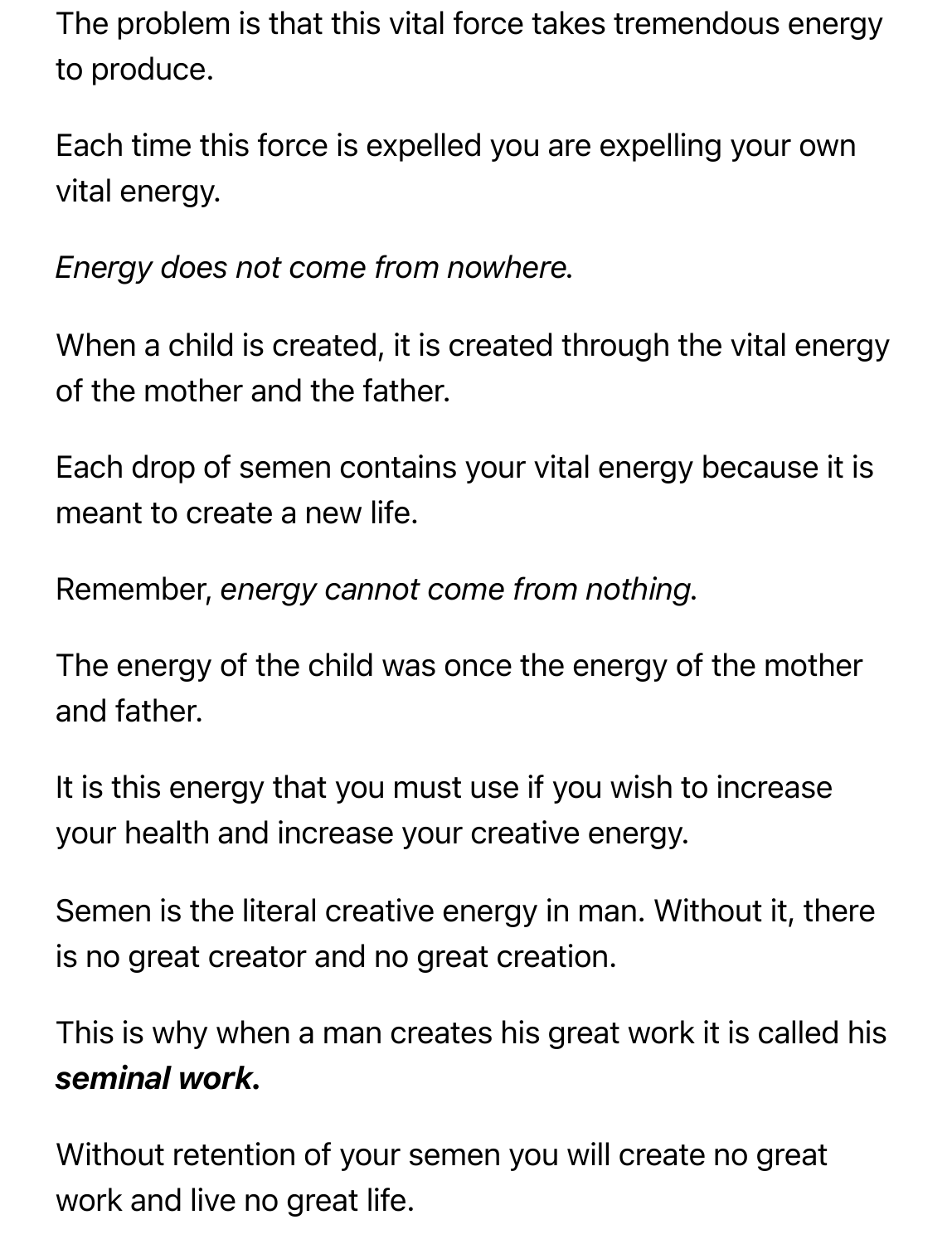The problem is that this vital force takes tremendous energy to produce.

Each time this force is expelled you are expelling your own vital energy.

*Energy does not come from nowhere.*

When a child is created, it is created through the vital energy of the mother and the father.

Each drop of semen contains your vital energy because it is meant to create a new life.

Remember, *energy cannot come from nothing.*

The energy of the child was once the energy of the mother and father.

It is this energy that you must use if you wish to increase your health and increase your creative energy.

Semen is the literal creative energy in man. Without it, there is no great creator and no great creation.

This is why when a man creates his great work it is called his ***seminal work.***

Without retention of your semen you will create no great work and live no great life.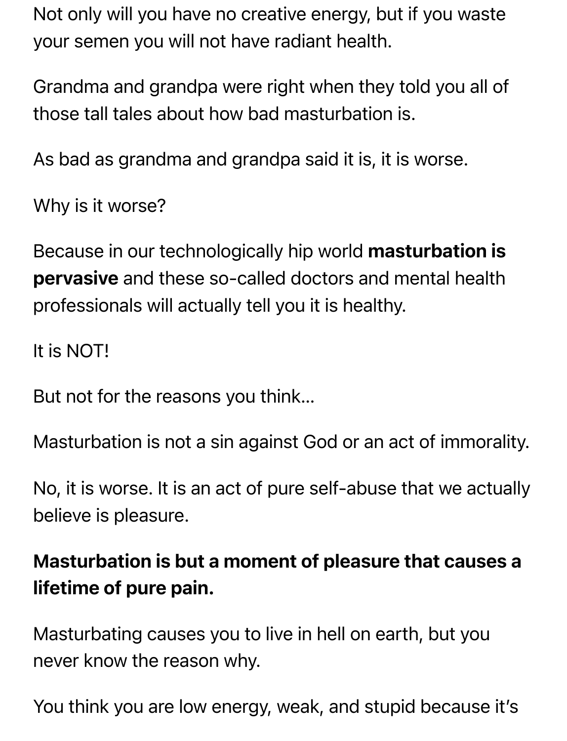Not only will you have no creative energy, but if you waste your semen you will not have radiant health.

Grandma and grandpa were right when they told you all of those tall tales about how bad masturbation is.

As bad as grandma and grandpa said it is, it is worse.

Why is it worse?

Because in our technologically hip world **masturbation is pervasive** and these so-called doctors and mental health professionals will actually tell you it is healthy.

It is NOT!

But not for the reasons you think…

Masturbation is not a sin against God or an act of immorality.

No, it is worse. It is an act of pure self-abuse that we actually believe is pleasure.

**Masturbation is but a moment of pleasure that causes a lifetime of pure pain.**

Masturbating causes you to live in hell on earth, but you never know the reason why.

You think you are low energy, weak, and stupid because it's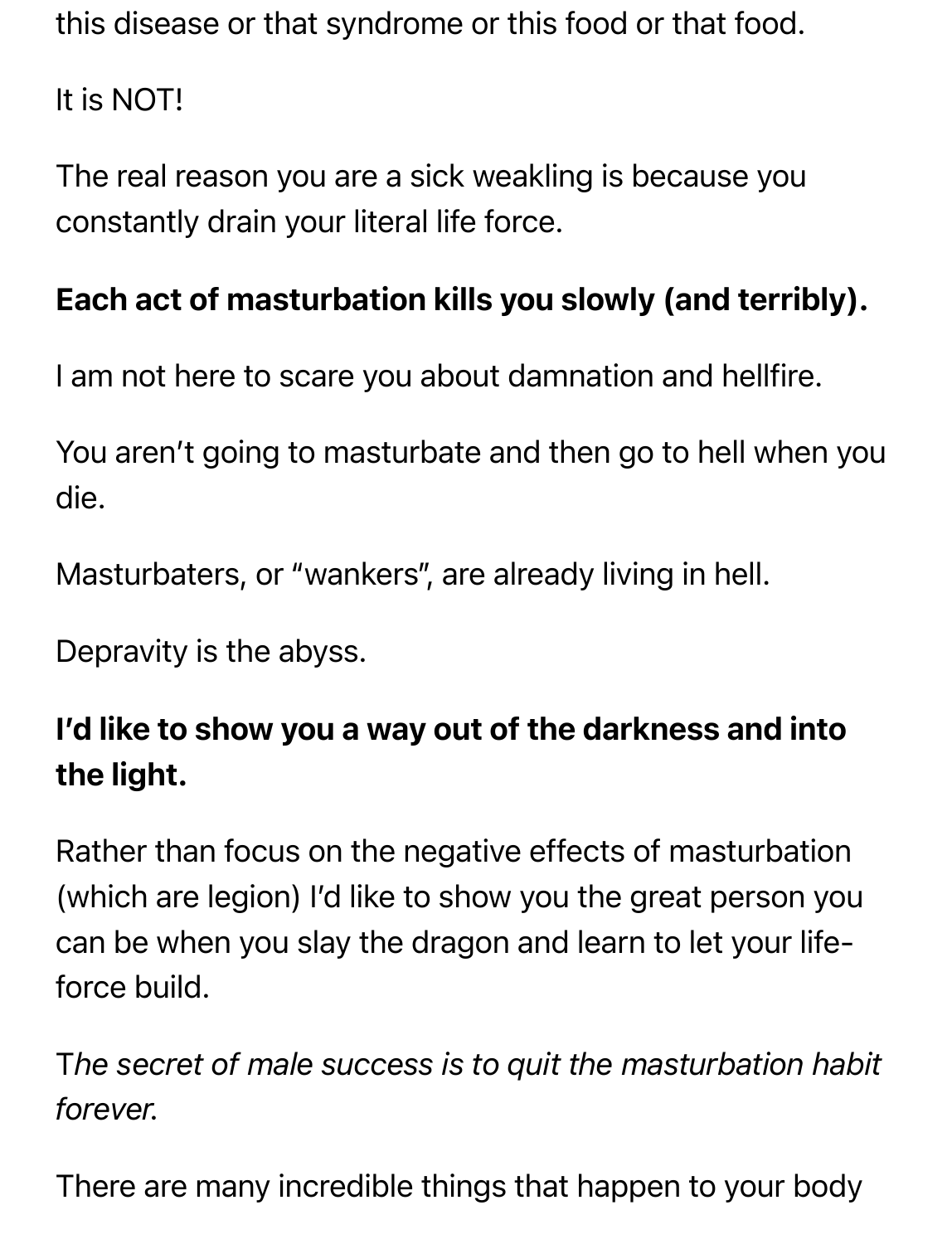this disease or that syndrome or this food or that food.

It is NOT!

The real reason you are a sick weakling is because you constantly drain your literal life force.

**Each act of masturbation kills you slowly (and terribly).**

I am not here to scare you about damnation and hellfire.

You aren't going to masturbate and then go to hell when you die.

Masturbaters, or "wankers", are already living in hell.

Depravity is the abyss.

**I'd like to show you a way out of the darkness and into the light.**

Rather than focus on the negative effects of masturbation (which are legion) I'd like to show you the great person you can be when you slay the dragon and learn to let your life-force build.

T*he secret of male success is to quit the masturbation habit forever.*

There are many incredible things that happen to your body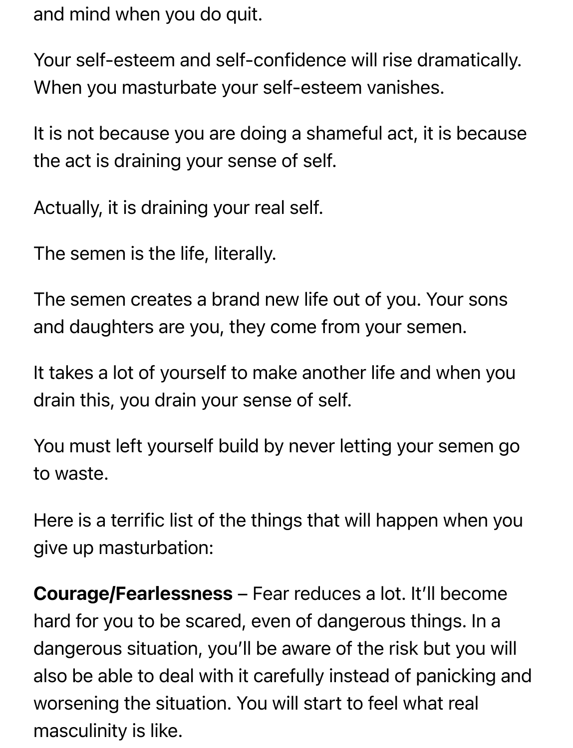and mind when you do quit.

Your self-esteem and self-confidence will rise dramatically. When you masturbate your self-esteem vanishes.

It is not because you are doing a shameful act, it is because the act is draining your sense of self.

Actually, it is draining your real self.

The semen is the life, literally.

The semen creates a brand new life out of you. Your sons and daughters are you, they come from your semen.

It takes a lot of yourself to make another life and when you drain this, you drain your sense of self.

You must left yourself build by never letting your semen go to waste.

Here is a terrific list of the things that will happen when you give up masturbation:

**Courage/Fearlessness** – Fear reduces a lot. It'll become hard for you to be scared, even of dangerous things. In a dangerous situation, you'll be aware of the risk but you will also be able to deal with it carefully instead of panicking and worsening the situation. You will start to feel what real masculinity is like.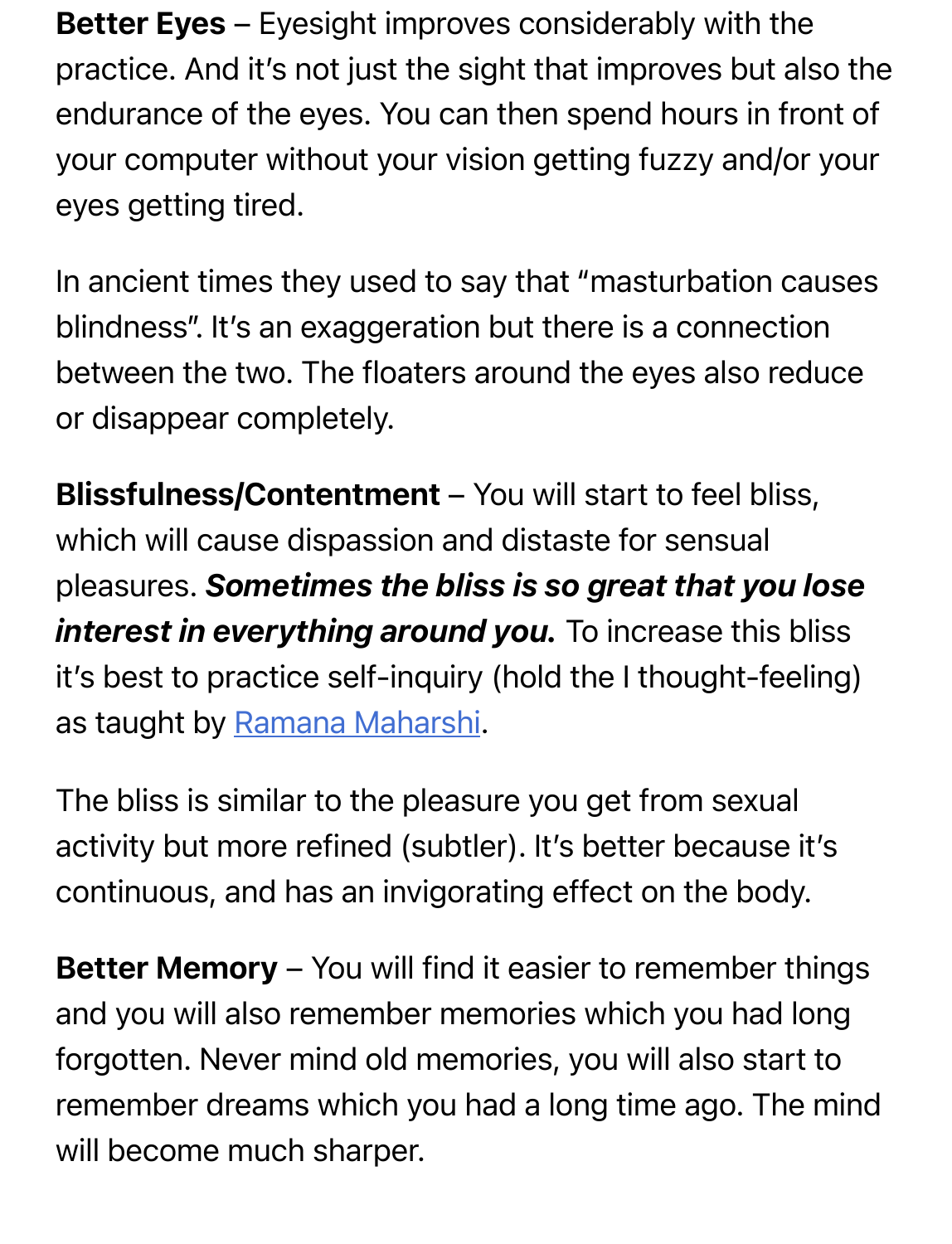**Better Eyes** – Eyesight improves considerably with the practice. And it's not just the sight that improves but also the endurance of the eyes. You can then spend hours in front of your computer without your vision getting fuzzy and/or your eyes getting tired.

In ancient times they used to say that "masturbation causes blindness". It's an exaggeration but there is a connection between the two. The floaters around the eyes also reduce or disappear completely.

**Blissfulness/Contentment** – You will start to feel bliss, which will cause dispassion and distaste for sensual pleasures. ***Sometimes the bliss is so great that you lose interest in everything around you.*** To increase this bliss it's best to practice self-inquiry (hold the I thought-feeling) as taught by [Ramana Maharshi].

The bliss is similar to the pleasure you get from sexual activity but more refined (subtler). It's better because it's continuous, and has an invigorating effect on the body.

**Better Memory** – You will find it easier to remember things and you will also remember memories which you had long forgotten. Never mind old memories, you will also start to remember dreams which you had a long time ago. The mind will become much sharper.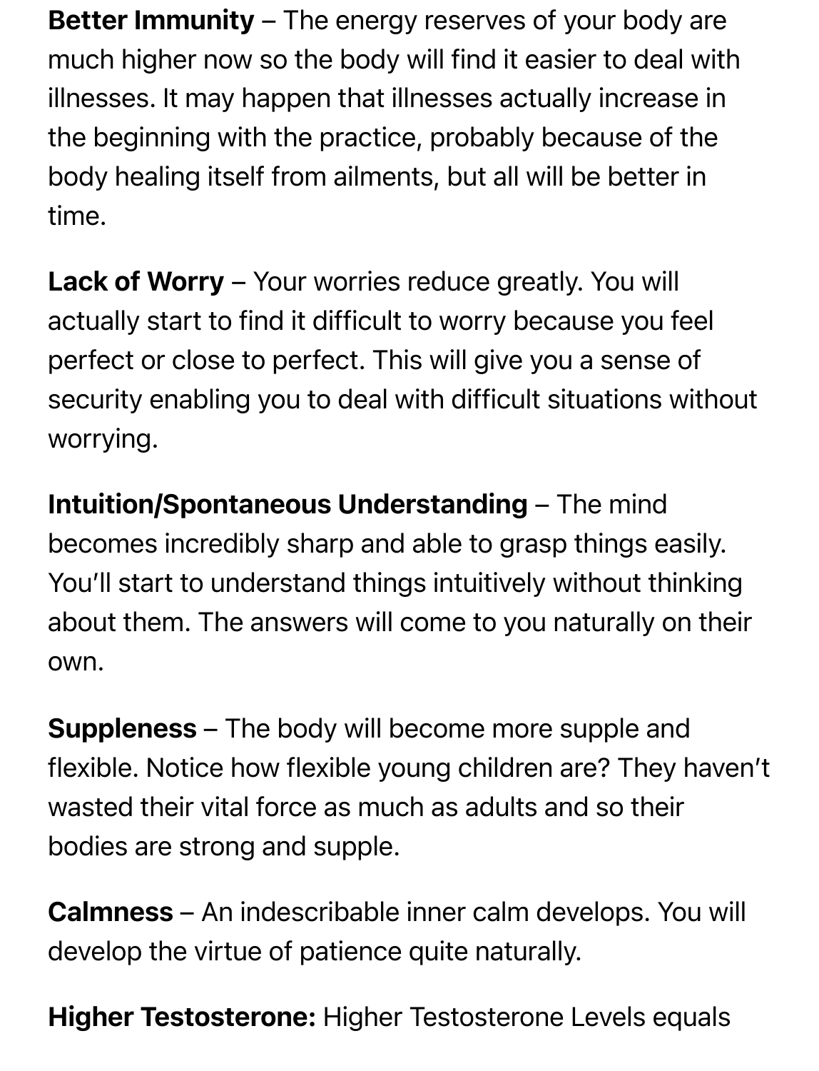**Better Immunity** – The energy reserves of your body are much higher now so the body will find it easier to deal with illnesses. It may happen that illnesses actually increase in the beginning with the practice, probably because of the body healing itself from ailments, but all will be better in time.

**Lack of Worry** – Your worries reduce greatly. You will actually start to find it difficult to worry because you feel perfect or close to perfect. This will give you a sense of security enabling you to deal with difficult situations without worrying.

**Intuition/Spontaneous Understanding** – The mind becomes incredibly sharp and able to grasp things easily. You'll start to understand things intuitively without thinking about them. The answers will come to you naturally on their own.

**Suppleness** – The body will become more supple and flexible. Notice how flexible young children are? They haven't wasted their vital force as much as adults and so their bodies are strong and supple.

**Calmness** – An indescribable inner calm develops. You will develop the virtue of patience quite naturally.

**Higher Testosterone:** Higher Testosterone Levels equals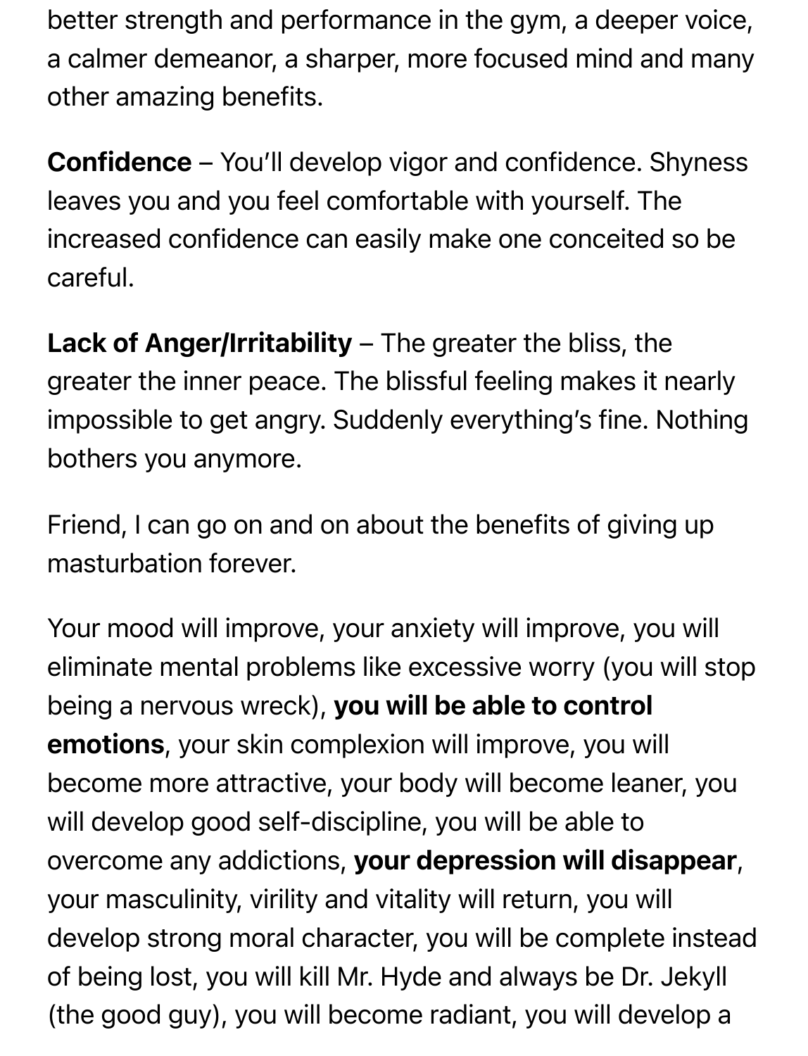better strength and performance in the gym, a deeper voice, a calmer demeanor, a sharper, more focused mind and many other amazing benefits.

**Confidence** – You'll develop vigor and confidence. Shyness leaves you and you feel comfortable with yourself. The increased confidence can easily make one conceited so be careful.

**Lack of Anger/Irritability** – The greater the bliss, the greater the inner peace. The blissful feeling makes it nearly impossible to get angry. Suddenly everything's fine. Nothing bothers you anymore.

Friend, I can go on and on about the benefits of giving up masturbation forever.

Your mood will improve, your anxiety will improve, you will eliminate mental problems like excessive worry (you will stop being a nervous wreck), **you will be able to control emotions**, your skin complexion will improve, you will become more attractive, your body will become leaner, you will develop good self-discipline, you will be able to overcome any addictions, **your depression will disappear**, your masculinity, virility and vitality will return, you will develop strong moral character, you will be complete instead of being lost, you will kill Mr. Hyde and always be Dr. Jekyll (the good guy), you will become radiant, you will develop a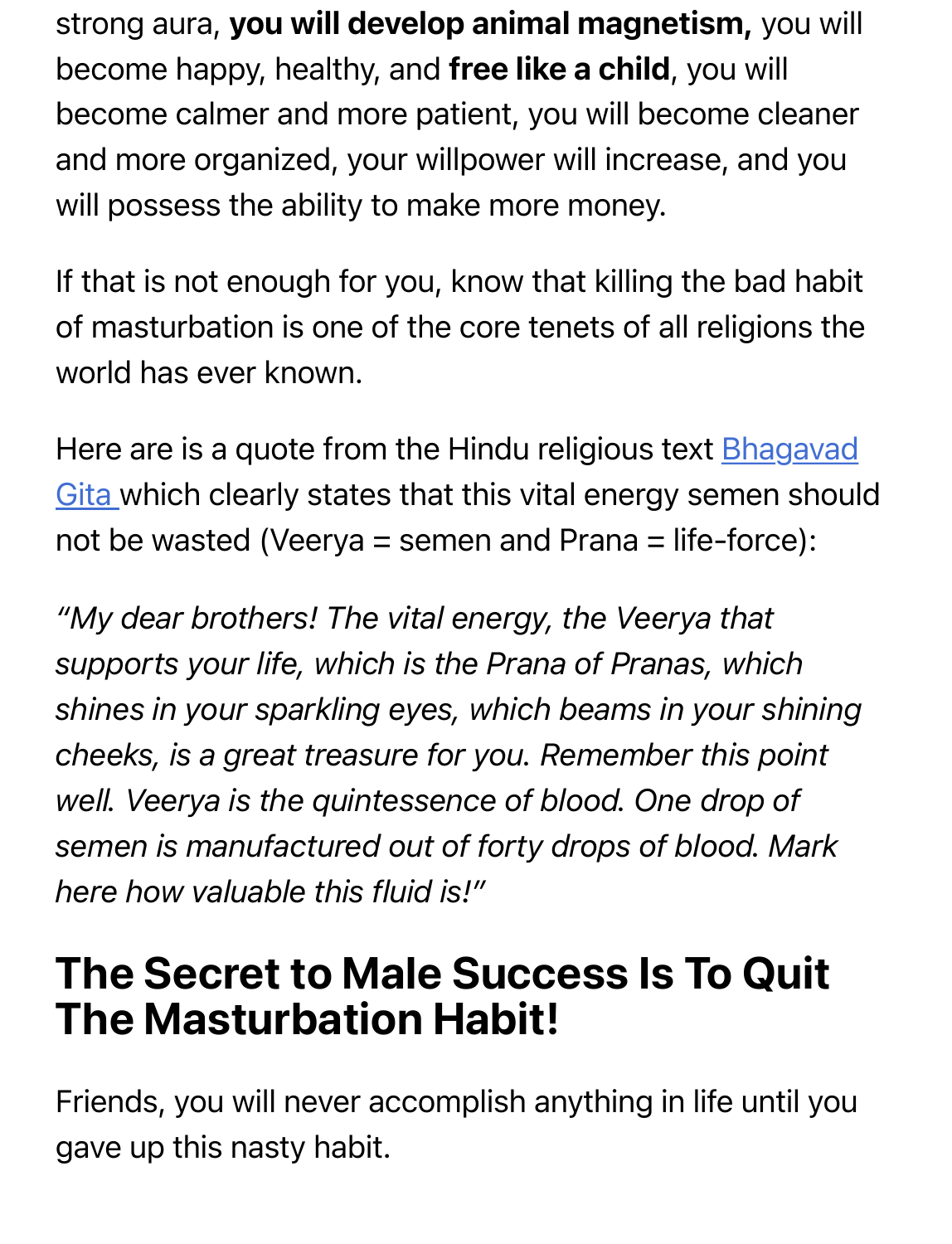strong aura, **you will develop animal magnetism,** you will become happy, healthy, and **free like a child**, you will become calmer and more patient, you will become cleaner and more organized, your willpower will increase, and you will possess the ability to make more money.

If that is not enough for you, know that killing the bad habit of masturbation is one of the core tenets of all religions the world has ever known.

Here are is a quote from the Hindu religious text [Bhagavad Gita ]which clearly states that this vital energy semen should not be wasted (Veerya = semen and Prana = life-force):

*"My dear brothers! The vital energy, the Veerya that supports your life, which is the Prana of Pranas, which shines in your sparkling eyes, which beams in your shining cheeks, is a great treasure for you. Remember this point well. Veerya is the quintessence of blood. One drop of semen is manufactured out of forty drops of blood. Mark here how valuable this fluid is!"*

## The Secret to Male Success Is To Quit The Masturbation Habit!

Friends, you will never accomplish anything in life until you gave up this nasty habit.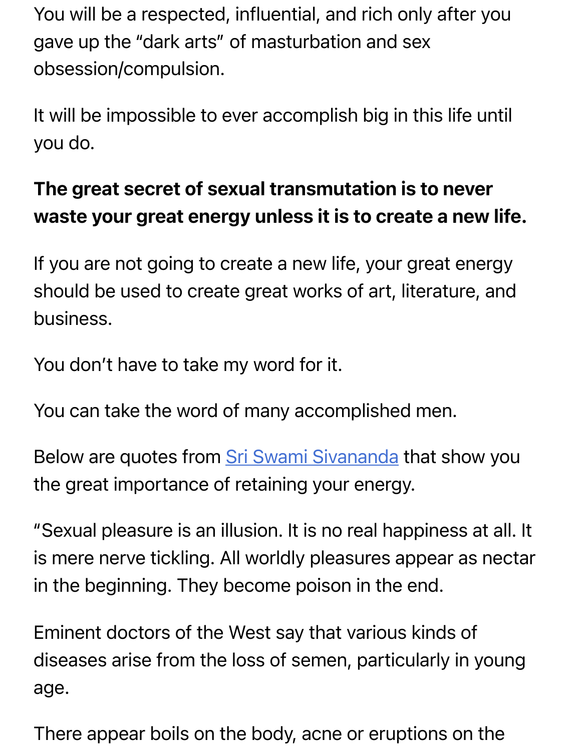You will be a respected, influential, and rich only after you gave up the “dark arts” of masturbation and sex obsession/compulsion.

It will be impossible to ever accomplish big in this life until you do.

**The great secret of sexual transmutation is to never waste your great energy unless it is to create a new life.**

If you are not going to create a new life, your great energy should be used to create great works of art, literature, and business.

You don’t have to take my word for it.

You can take the word of many accomplished men.

Below are quotes from [Sri Swami Sivananda]() that show you the great importance of retaining your energy.

“Sexual pleasure is an illusion. It is no real happiness at all. It is mere nerve tickling. All worldly pleasures appear as nectar in the beginning. They become poison in the end.

Eminent doctors of the West say that various kinds of diseases arise from the loss of semen, particularly in young age.

There appear boils on the body, acne or eruptions on the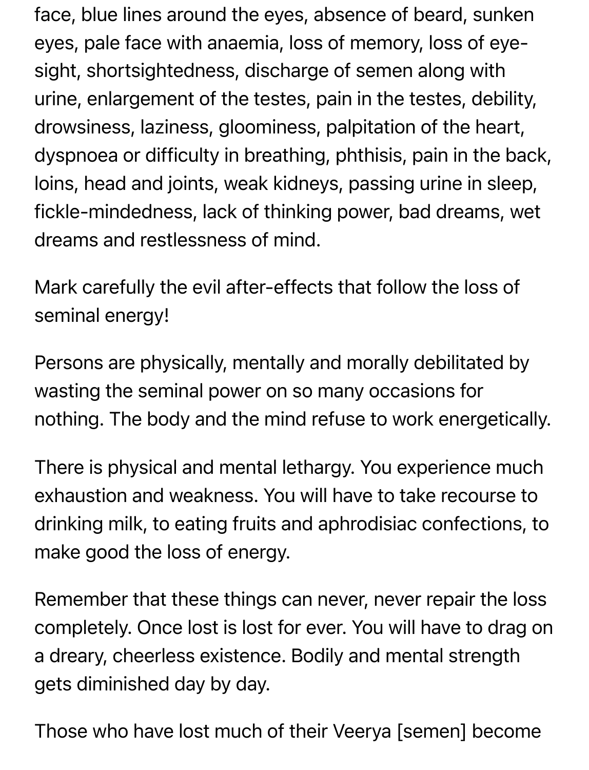face, blue lines around the eyes, absence of beard, sunken eyes, pale face with anaemia, loss of memory, loss of eye-sight, shortsightedness, discharge of semen along with urine, enlargement of the testes, pain in the testes, debility, drowsiness, laziness, gloominess, palpitation of the heart, dyspnoea or difficulty in breathing, phthisis, pain in the back, loins, head and joints, weak kidneys, passing urine in sleep, fickle-mindedness, lack of thinking power, bad dreams, wet dreams and restlessness of mind.

Mark carefully the evil after-effects that follow the loss of seminal energy!

Persons are physically, mentally and morally debilitated by wasting the seminal power on so many occasions for nothing. The body and the mind refuse to work energetically.

There is physical and mental lethargy. You experience much exhaustion and weakness. You will have to take recourse to drinking milk, to eating fruits and aphrodisiac confections, to make good the loss of energy.

Remember that these things can never, never repair the loss completely. Once lost is lost for ever. You will have to drag on a dreary, cheerless existence. Bodily and mental strength gets diminished day by day.

Those who have lost much of their Veerya [semen] become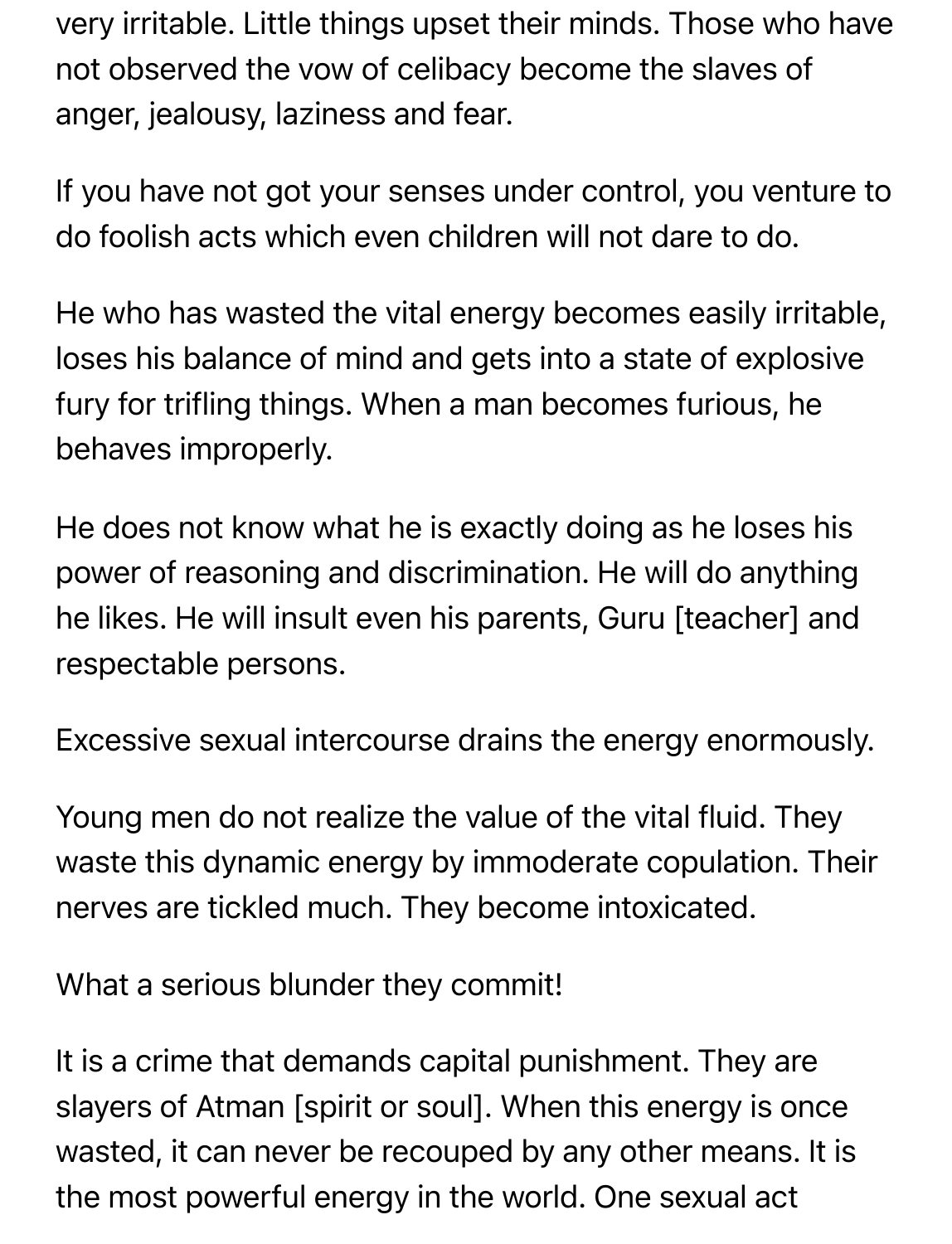very irritable. Little things upset their minds. Those who have not observed the vow of celibacy become the slaves of anger, jealousy, laziness and fear.

If you have not got your senses under control, you venture to do foolish acts which even children will not dare to do.

He who has wasted the vital energy becomes easily irritable, loses his balance of mind and gets into a state of explosive fury for trifling things. When a man becomes furious, he behaves improperly.

He does not know what he is exactly doing as he loses his power of reasoning and discrimination. He will do anything he likes. He will insult even his parents, Guru [teacher] and respectable persons.

Excessive sexual intercourse drains the energy enormously.

Young men do not realize the value of the vital fluid. They waste this dynamic energy by immoderate copulation. Their nerves are tickled much. They become intoxicated.

What a serious blunder they commit!

It is a crime that demands capital punishment. They are slayers of Atman [spirit or soul]. When this energy is once wasted, it can never be recouped by any other means. It is the most powerful energy in the world. One sexual act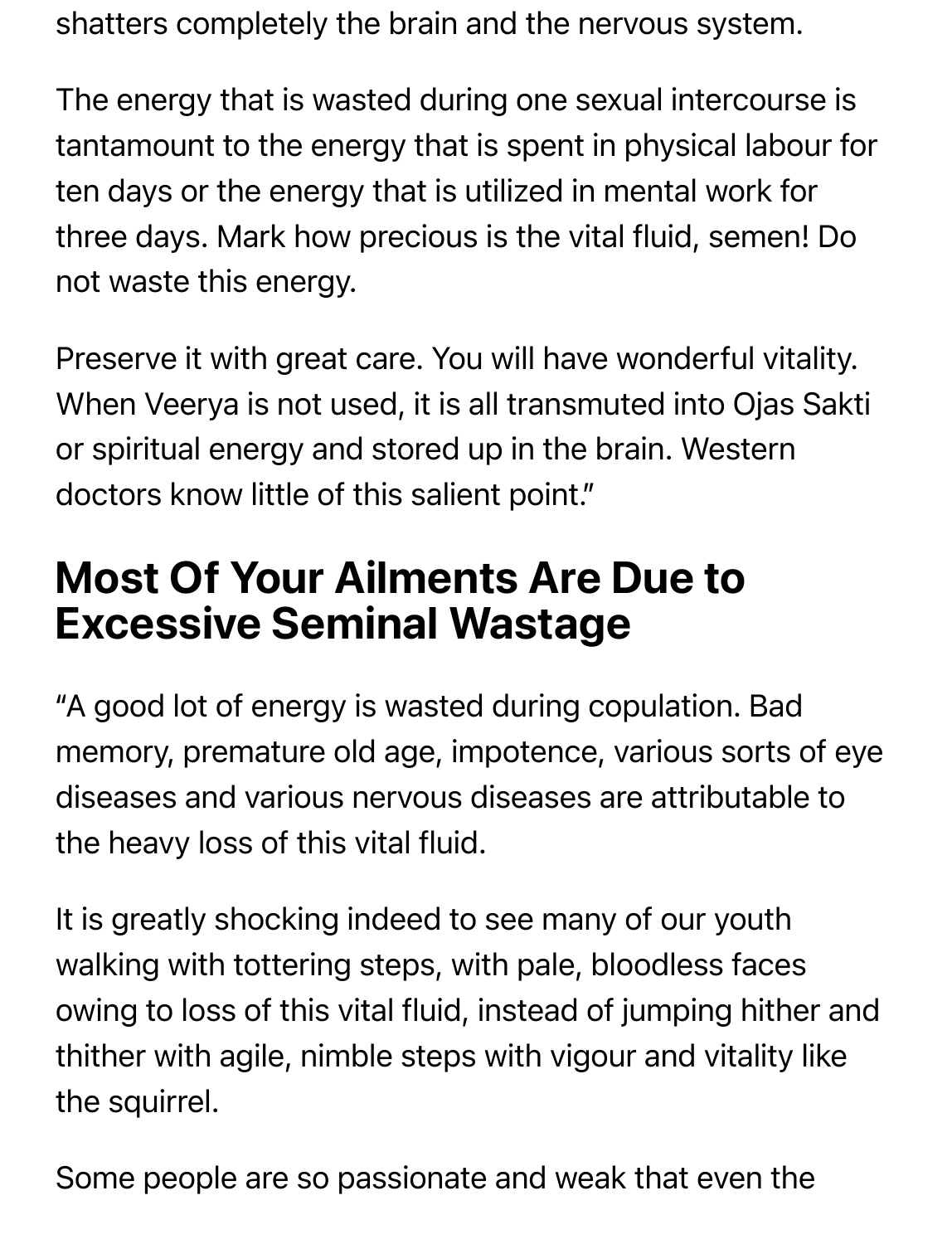shatters completely the brain and the nervous system.

The energy that is wasted during one sexual intercourse is tantamount to the energy that is spent in physical labour for ten days or the energy that is utilized in mental work for three days. Mark how precious is the vital fluid, semen! Do not waste this energy.

Preserve it with great care. You will have wonderful vitality. When Veerya is not used, it is all transmuted into Ojas Sakti or spiritual energy and stored up in the brain. Western doctors know little of this salient point."

## Most Of Your Ailments Are Due to Excessive Seminal Wastage

"A good lot of energy is wasted during copulation. Bad memory, premature old age, impotence, various sorts of eye diseases and various nervous diseases are attributable to the heavy loss of this vital fluid.

It is greatly shocking indeed to see many of our youth walking with tottering steps, with pale, bloodless faces owing to loss of this vital fluid, instead of jumping hither and thither with agile, nimble steps with vigour and vitality like the squirrel.

Some people are so passionate and weak that even the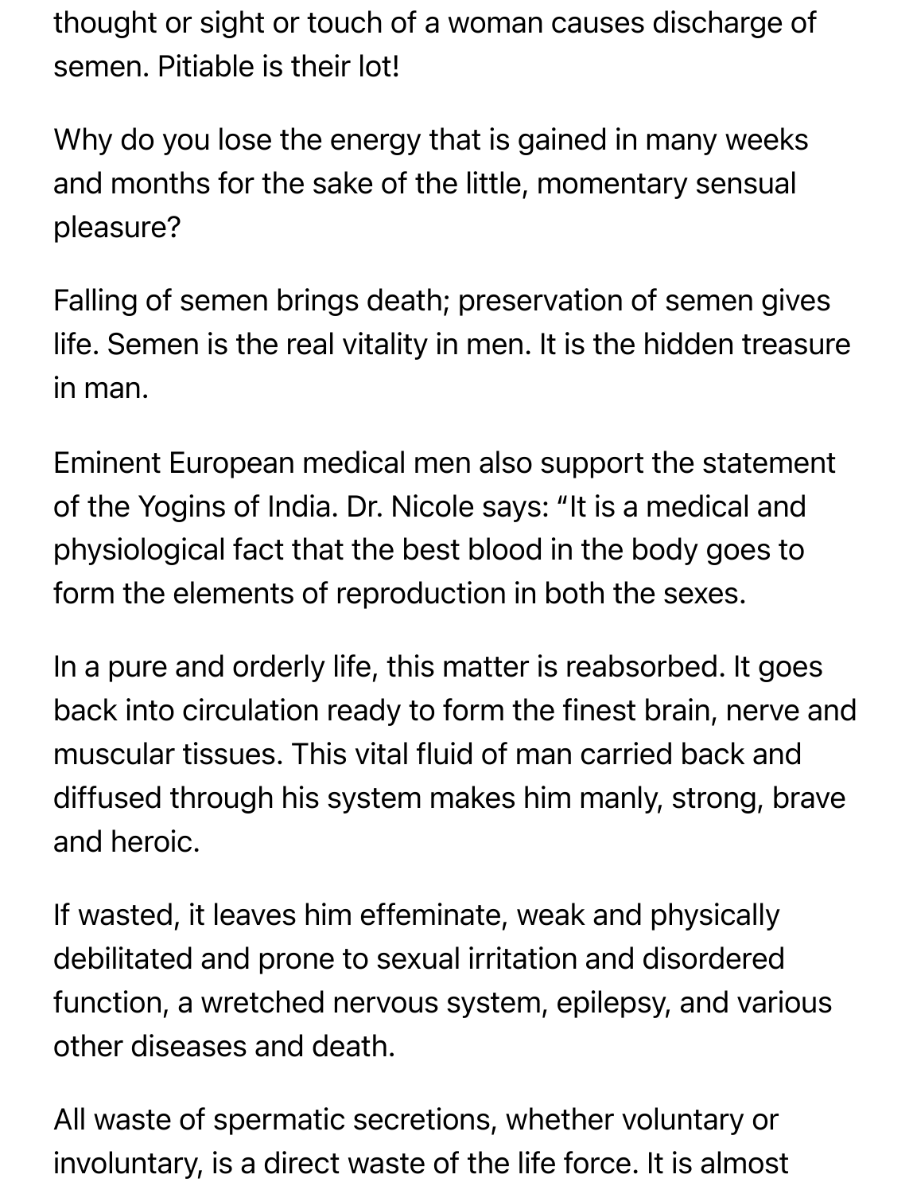thought or sight or touch of a woman causes discharge of semen. Pitiable is their lot!

Why do you lose the energy that is gained in many weeks and months for the sake of the little, momentary sensual pleasure?

Falling of semen brings death; preservation of semen gives life. Semen is the real vitality in men. It is the hidden treasure in man.

Eminent European medical men also support the statement of the Yogins of India. Dr. Nicole says: "It is a medical and physiological fact that the best blood in the body goes to form the elements of reproduction in both the sexes.

In a pure and orderly life, this matter is reabsorbed. It goes back into circulation ready to form the finest brain, nerve and muscular tissues. This vital fluid of man carried back and diffused through his system makes him manly, strong, brave and heroic.

If wasted, it leaves him effeminate, weak and physically debilitated and prone to sexual irritation and disordered function, a wretched nervous system, epilepsy, and various other diseases and death.

All waste of spermatic secretions, whether voluntary or involuntary, is a direct waste of the life force. It is almost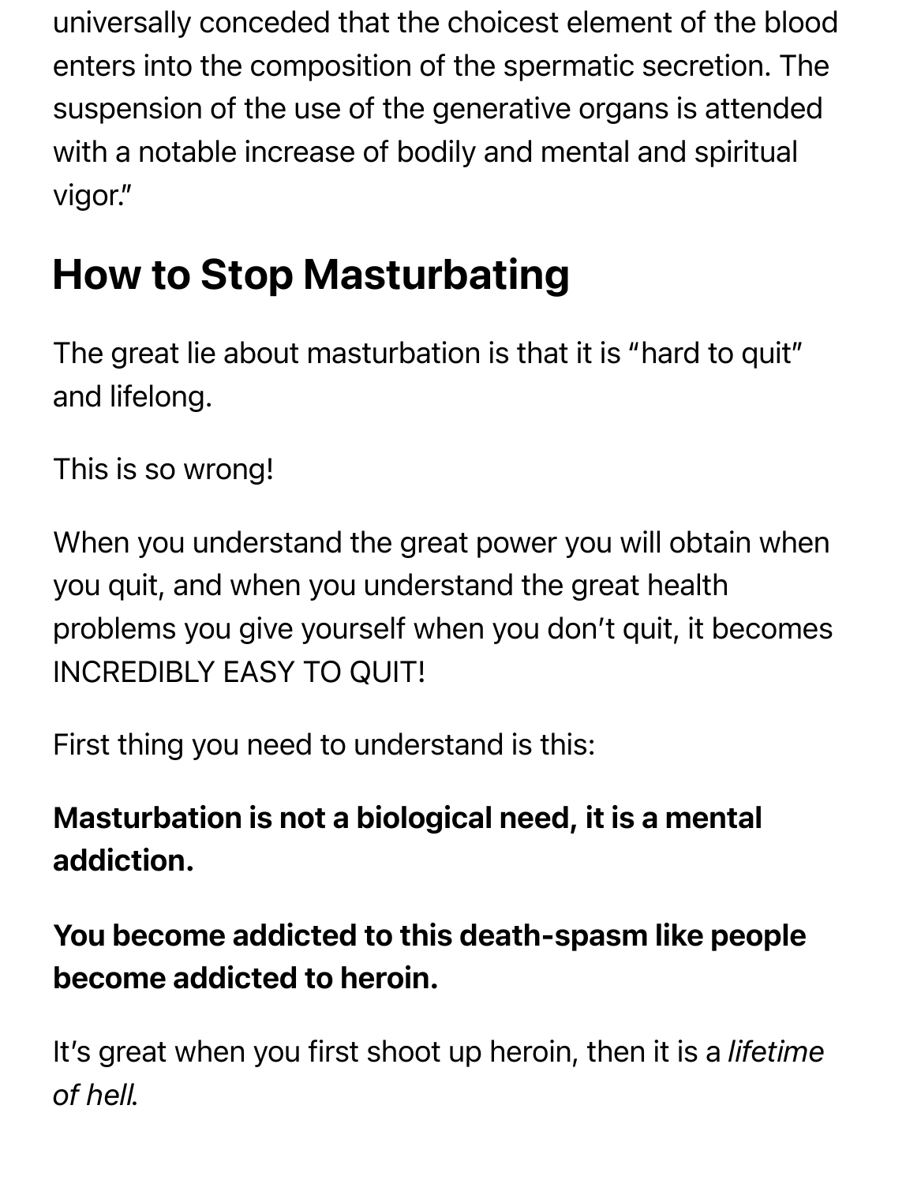universally conceded that the choicest element of the blood enters into the composition of the spermatic secretion. The suspension of the use of the generative organs is attended with a notable increase of bodily and mental and spiritual vigor."

## How to Stop Masturbating

The great lie about masturbation is that it is "hard to quit" and lifelong.

This is so wrong!

When you understand the great power you will obtain when you quit, and when you understand the great health problems you give yourself when you don't quit, it becomes INCREDIBLY EASY TO QUIT!

First thing you need to understand is this:

**Masturbation is not a biological need, it is a mental addiction.**

**You become addicted to this death-spasm like people become addicted to heroin.**

It's great when you first shoot up heroin, then it is a *lifetime of hell.*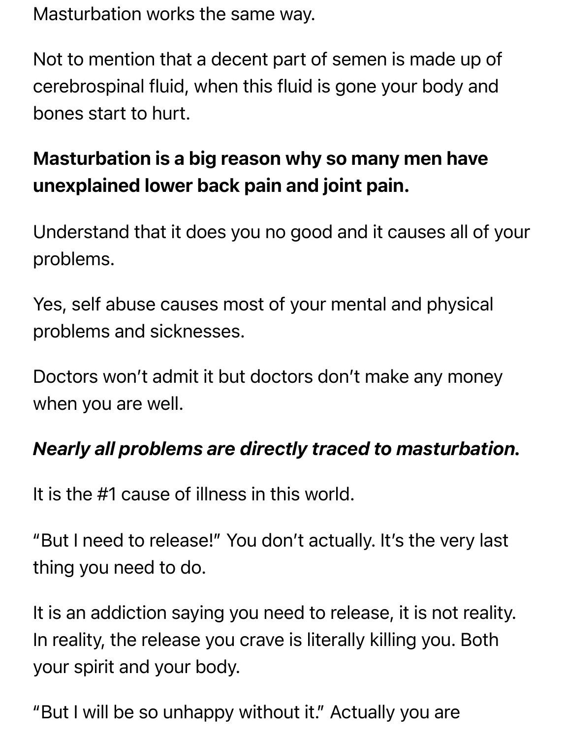Masturbation works the same way.

Not to mention that a decent part of semen is made up of cerebrospinal fluid, when this fluid is gone your body and bones start to hurt.

**Masturbation is a big reason why so many men have unexplained lower back pain and joint pain.**

Understand that it does you no good and it causes all of your problems.

Yes, self abuse causes most of your mental and physical problems and sicknesses.

Doctors won't admit it but doctors don't make any money when you are well.

***Nearly all problems are directly traced to masturbation.***

It is the #1 cause of illness in this world.

"But I need to release!" You don't actually. It's the very last thing you need to do.

It is an addiction saying you need to release, it is not reality. In reality, the release you crave is literally killing you. Both your spirit and your body.

"But I will be so unhappy without it." Actually you are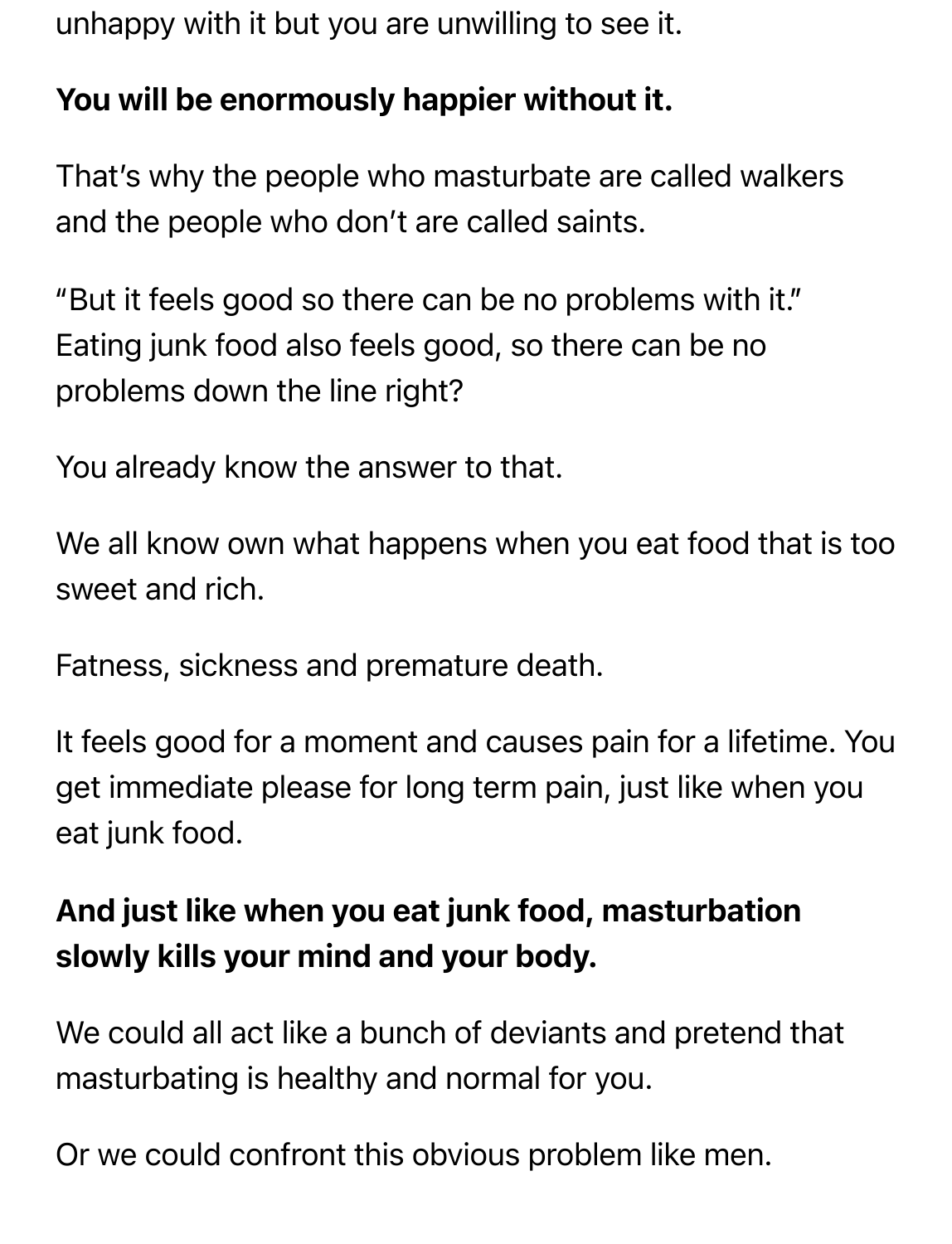unhappy with it but you are unwilling to see it.

**You will be enormously happier without it.**

That's why the people who masturbate are called walkers and the people who don't are called saints.

"But it feels good so there can be no problems with it." Eating junk food also feels good, so there can be no problems down the line right?

You already know the answer to that.

We all know own what happens when you eat food that is too sweet and rich.

Fatness, sickness and premature death.

It feels good for a moment and causes pain for a lifetime. You get immediate please for long term pain, just like when you eat junk food.

**And just like when you eat junk food, masturbation slowly kills your mind and your body.**

We could all act like a bunch of deviants and pretend that masturbating is healthy and normal for you.

Or we could confront this obvious problem like men.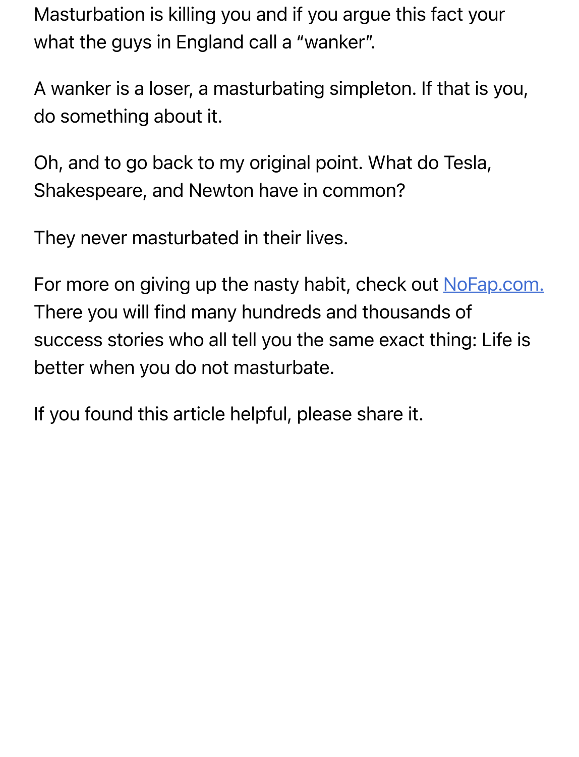Masturbation is killing you and if you argue this fact your what the guys in England call a "wanker".

A wanker is a loser, a masturbating simpleton. If that is you, do something about it.

Oh, and to go back to my original point. What do Tesla, Shakespeare, and Newton have in common?

They never masturbated in their lives.

For more on giving up the nasty habit, check out [NoFap.com.](NoFap.com) There you will find many hundreds and thousands of success stories who all tell you the same exact thing: Life is better when you do not masturbate.

If you found this article helpful, please share it.